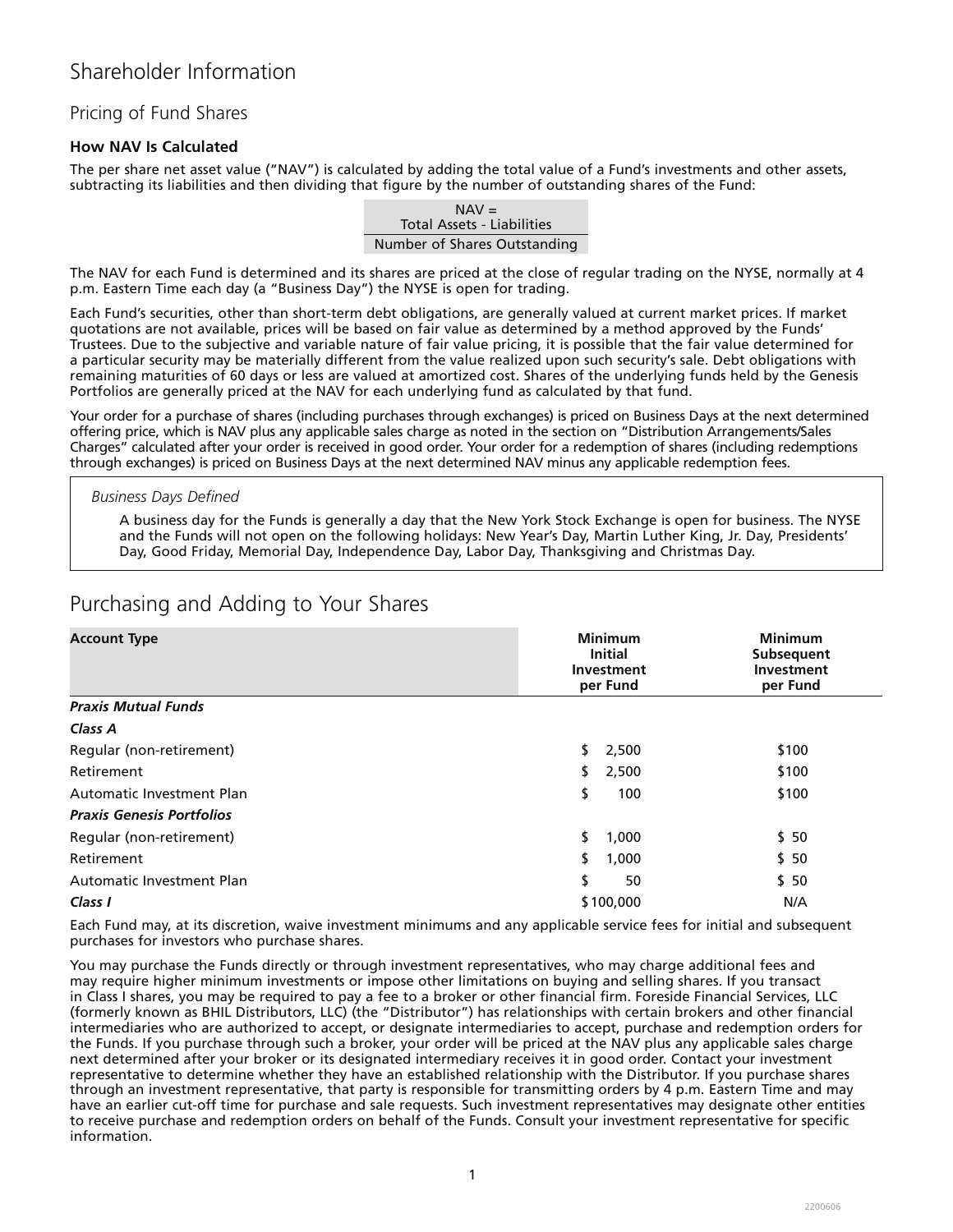# Shareholder Information

## Pricing of Fund Shares

### How NAV Is Calculated

The per share net asset value ("NAV") is calculated by adding the total value of a Fund's investments and other assets, subtracting its liabilities and then dividing that figure by the number of outstanding shares of the Fund:

$$\text{NAV} = \frac{\text{Total Assets - Liabilities}}{\text{Number of Shares Outstanding}}$$

The NAV for each Fund is determined and its shares are priced at the close of regular trading on the NYSE, normally at 4 p.m. Eastern Time each day (a "Business Day") the NYSE is open for trading.

Each Fund's securities, other than short-term debt obligations, are generally valued at current market prices. If market quotations are not available, prices will be based on fair value as determined by a method approved by the Funds' Trustees. Due to the subjective and variable nature of fair value pricing, it is possible that the fair value determined for a particular security may be materially different from the value realized upon such security's sale. Debt obligations with remaining maturities of 60 days or less are valued at amortized cost. Shares of the underlying funds held by the Genesis Portfolios are generally priced at the NAV for each underlying fund as calculated by that fund.

Your order for a purchase of shares (including purchases through exchanges) is priced on Business Days at the next determined offering price, which is NAV plus any applicable sales charge as noted in the section on "Distribution Arrangements/Sales Charges" calculated after your order is received in good order. Your order for a redemption of shares (including redemptions through exchanges) is priced on Business Days at the next determined NAV minus any applicable redemption fees.

*Business Days Defined*

A business day for the Funds is generally a day that the New York Stock Exchange is open for business. The NYSE and the Funds will not open on the following holidays: New Year's Day, Martin Luther King, Jr. Day, Presidents' Day, Good Friday, Memorial Day, Independence Day, Labor Day, Thanksgiving and Christmas Day.

## Purchasing and Adding to Your Shares

| Account Type | Minimum Initial Investment per Fund | Minimum Subsequent Investment per Fund |
|---|---|---|
| ***Praxis Mutual Funds*** | | |
| ***Class A*** | | |
| Regular (non-retirement) | $ 2,500 | $100 |
| Retirement | $ 2,500 | $100 |
| Automatic Investment Plan | $ 100 | $100 |
| ***Praxis Genesis Portfolios*** | | |
| Regular (non-retirement) | $ 1,000 | $ 50 |
| Retirement | $ 1,000 | $ 50 |
| Automatic Investment Plan | $ 50 | $ 50 |
| ***Class I*** | $100,000 | N/A |

Each Fund may, at its discretion, waive investment minimums and any applicable service fees for initial and subsequent purchases for investors who purchase shares.

You may purchase the Funds directly or through investment representatives, who may charge additional fees and may require higher minimum investments or impose other limitations on buying and selling shares. If you transact in Class I shares, you may be required to pay a fee to a broker or other financial firm. Foreside Financial Services, LLC (formerly known as BHIL Distributors, LLC) (the "Distributor") has relationships with certain brokers and other financial intermediaries who are authorized to accept, or designate intermediaries to accept, purchase and redemption orders for the Funds. If you purchase through such a broker, your order will be priced at the NAV plus any applicable sales charge next determined after your broker or its designated intermediary receives it in good order. Contact your investment representative to determine whether they have an established relationship with the Distributor. If you purchase shares through an investment representative, that party is responsible for transmitting orders by 4 p.m. Eastern Time and may have an earlier cut-off time for purchase and sale requests. Such investment representatives may designate other entities to receive purchase and redemption orders on behalf of the Funds. Consult your investment representative for specific information.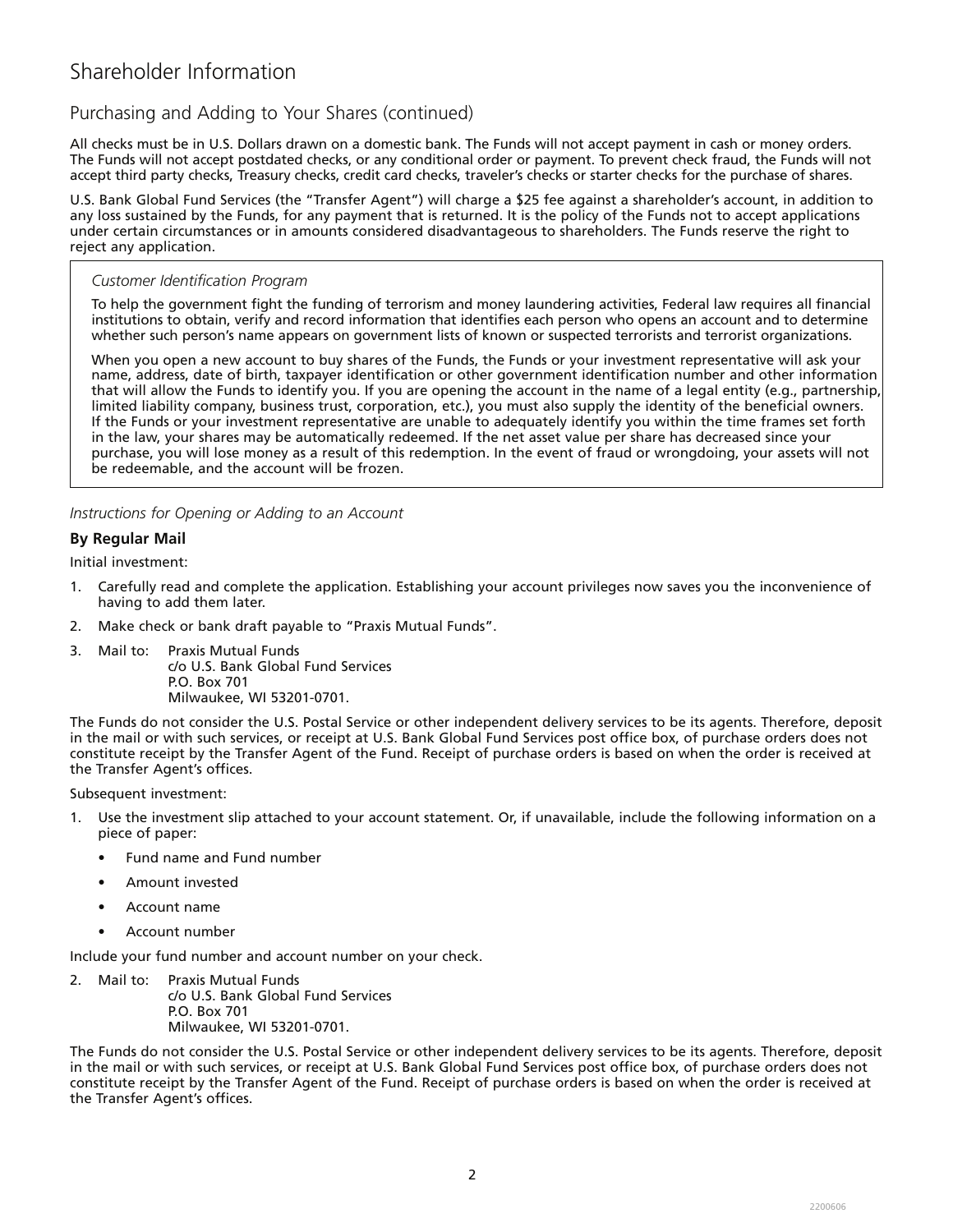# Shareholder Information

## Purchasing and Adding to Your Shares (continued)

All checks must be in U.S. Dollars drawn on a domestic bank. The Funds will not accept payment in cash or money orders. The Funds will not accept postdated checks, or any conditional order or payment. To prevent check fraud, the Funds will not accept third party checks, Treasury checks, credit card checks, traveler's checks or starter checks for the purchase of shares.

U.S. Bank Global Fund Services (the "Transfer Agent") will charge a $25 fee against a shareholder's account, in addition to any loss sustained by the Funds, for any payment that is returned. It is the policy of the Funds not to accept applications under certain circumstances or in amounts considered disadvantageous to shareholders. The Funds reserve the right to reject any application.

*Customer Identification Program*

To help the government fight the funding of terrorism and money laundering activities, Federal law requires all financial institutions to obtain, verify and record information that identifies each person who opens an account and to determine whether such person's name appears on government lists of known or suspected terrorists and terrorist organizations.

When you open a new account to buy shares of the Funds, the Funds or your investment representative will ask your name, address, date of birth, taxpayer identification or other government identification number and other information that will allow the Funds to identify you. If you are opening the account in the name of a legal entity (e.g., partnership, limited liability company, business trust, corporation, etc.), you must also supply the identity of the beneficial owners. If the Funds or your investment representative are unable to adequately identify you within the time frames set forth in the law, your shares may be automatically redeemed. If the net asset value per share has decreased since your purchase, you will lose money as a result of this redemption. In the event of fraud or wrongdoing, your assets will not be redeemable, and the account will be frozen.

*Instructions for Opening or Adding to an Account*

**By Regular Mail**

Initial investment:

1. Carefully read and complete the application. Establishing your account privileges now saves you the inconvenience of having to add them later.
2. Make check or bank draft payable to "Praxis Mutual Funds".
3. Mail to: Praxis Mutual Funds
   c/o U.S. Bank Global Fund Services
   P.O. Box 701
   Milwaukee, WI 53201-0701.

The Funds do not consider the U.S. Postal Service or other independent delivery services to be its agents. Therefore, deposit in the mail or with such services, or receipt at U.S. Bank Global Fund Services post office box, of purchase orders does not constitute receipt by the Transfer Agent of the Fund. Receipt of purchase orders is based on when the order is received at the Transfer Agent's offices.

Subsequent investment:

1. Use the investment slip attached to your account statement. Or, if unavailable, include the following information on a piece of paper:
   - Fund name and Fund number
   - Amount invested
   - Account name
   - Account number

Include your fund number and account number on your check.

2. Mail to: Praxis Mutual Funds
   c/o U.S. Bank Global Fund Services
   P.O. Box 701
   Milwaukee, WI 53201-0701.

The Funds do not consider the U.S. Postal Service or other independent delivery services to be its agents. Therefore, deposit in the mail or with such services, or receipt at U.S. Bank Global Fund Services post office box, of purchase orders does not constitute receipt by the Transfer Agent of the Fund. Receipt of purchase orders is based on when the order is received at the Transfer Agent's offices.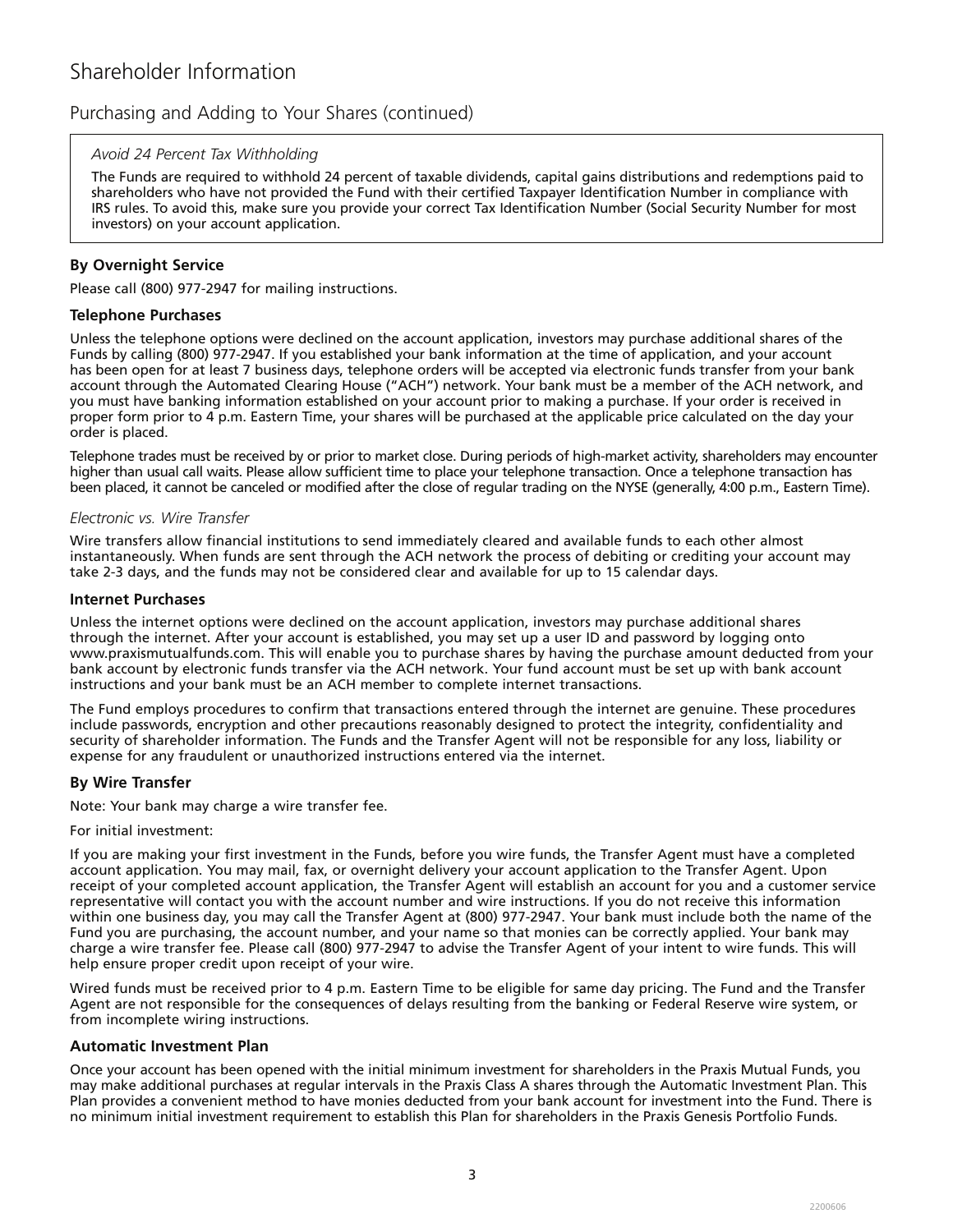# Shareholder Information

## Purchasing and Adding to Your Shares (continued)

> *Avoid 24 Percent Tax Withholding*
>
> The Funds are required to withhold 24 percent of taxable dividends, capital gains distributions and redemptions paid to shareholders who have not provided the Fund with their certified Taxpayer Identification Number in compliance with IRS rules. To avoid this, make sure you provide your correct Tax Identification Number (Social Security Number for most investors) on your account application.

### By Overnight Service

Please call (800) 977-2947 for mailing instructions.

### Telephone Purchases

Unless the telephone options were declined on the account application, investors may purchase additional shares of the Funds by calling (800) 977-2947. If you established your bank information at the time of application, and your account has been open for at least 7 business days, telephone orders will be accepted via electronic funds transfer from your bank account through the Automated Clearing House ("ACH") network. Your bank must be a member of the ACH network, and you must have banking information established on your account prior to making a purchase. If your order is received in proper form prior to 4 p.m. Eastern Time, your shares will be purchased at the applicable price calculated on the day your order is placed.

Telephone trades must be received by or prior to market close. During periods of high-market activity, shareholders may encounter higher than usual call waits. Please allow sufficient time to place your telephone transaction. Once a telephone transaction has been placed, it cannot be canceled or modified after the close of regular trading on the NYSE (generally, 4:00 p.m., Eastern Time).

*Electronic vs. Wire Transfer*

Wire transfers allow financial institutions to send immediately cleared and available funds to each other almost instantaneously. When funds are sent through the ACH network the process of debiting or crediting your account may take 2-3 days, and the funds may not be considered clear and available for up to 15 calendar days.

### Internet Purchases

Unless the internet options were declined on the account application, investors may purchase additional shares through the internet. After your account is established, you may set up a user ID and password by logging onto www.praxismutualfunds.com. This will enable you to purchase shares by having the purchase amount deducted from your bank account by electronic funds transfer via the ACH network. Your fund account must be set up with bank account instructions and your bank must be an ACH member to complete internet transactions.

The Fund employs procedures to confirm that transactions entered through the internet are genuine. These procedures include passwords, encryption and other precautions reasonably designed to protect the integrity, confidentiality and security of shareholder information. The Funds and the Transfer Agent will not be responsible for any loss, liability or expense for any fraudulent or unauthorized instructions entered via the internet.

### By Wire Transfer

Note: Your bank may charge a wire transfer fee.

For initial investment:

If you are making your first investment in the Funds, before you wire funds, the Transfer Agent must have a completed account application. You may mail, fax, or overnight delivery your account application to the Transfer Agent. Upon receipt of your completed account application, the Transfer Agent will establish an account for you and a customer service representative will contact you with the account number and wire instructions. If you do not receive this information within one business day, you may call the Transfer Agent at (800) 977-2947. Your bank must include both the name of the Fund you are purchasing, the account number, and your name so that monies can be correctly applied. Your bank may charge a wire transfer fee. Please call (800) 977-2947 to advise the Transfer Agent of your intent to wire funds. This will help ensure proper credit upon receipt of your wire.

Wired funds must be received prior to 4 p.m. Eastern Time to be eligible for same day pricing. The Fund and the Transfer Agent are not responsible for the consequences of delays resulting from the banking or Federal Reserve wire system, or from incomplete wiring instructions.

### Automatic Investment Plan

Once your account has been opened with the initial minimum investment for shareholders in the Praxis Mutual Funds, you may make additional purchases at regular intervals in the Praxis Class A shares through the Automatic Investment Plan. This Plan provides a convenient method to have monies deducted from your bank account for investment into the Fund. There is no minimum initial investment requirement to establish this Plan for shareholders in the Praxis Genesis Portfolio Funds.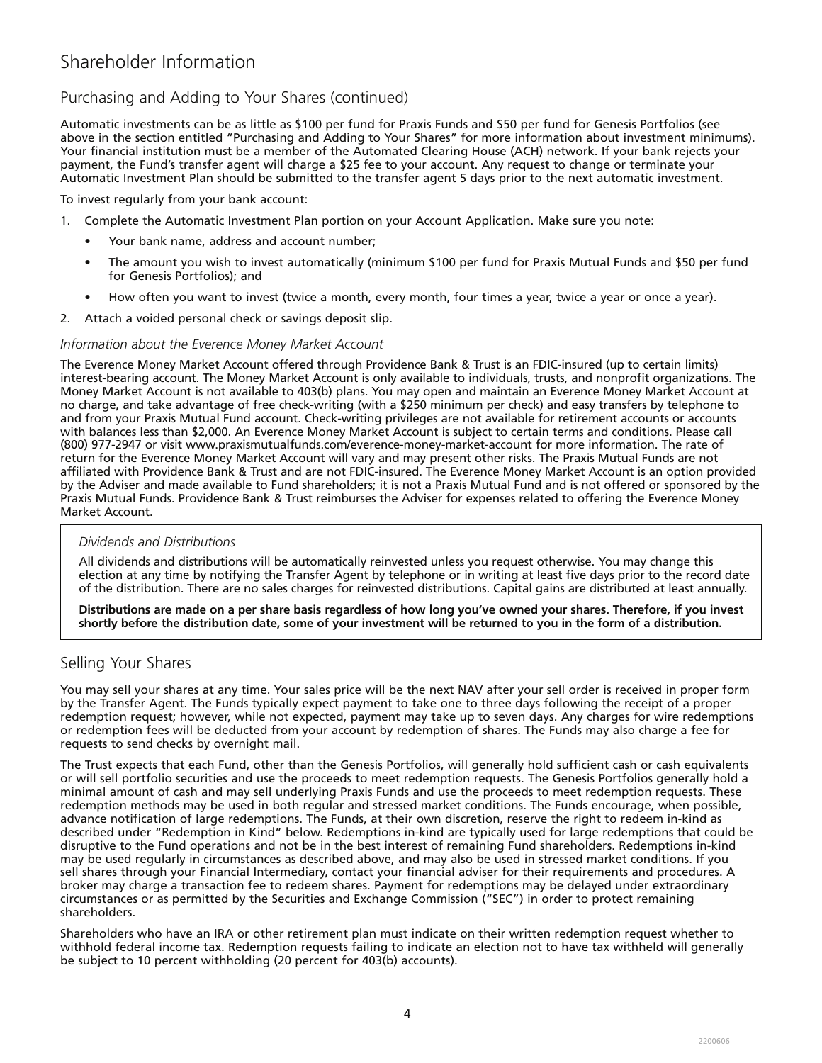# Shareholder Information

## Purchasing and Adding to Your Shares (continued)

Automatic investments can be as little as $100 per fund for Praxis Funds and $50 per fund for Genesis Portfolios (see above in the section entitled "Purchasing and Adding to Your Shares" for more information about investment minimums). Your financial institution must be a member of the Automated Clearing House (ACH) network. If your bank rejects your payment, the Fund's transfer agent will charge a $25 fee to your account. Any request to change or terminate your Automatic Investment Plan should be submitted to the transfer agent 5 days prior to the next automatic investment.

To invest regularly from your bank account:

1. Complete the Automatic Investment Plan portion on your Account Application. Make sure you note:
   - Your bank name, address and account number;
   - The amount you wish to invest automatically (minimum $100 per fund for Praxis Mutual Funds and $50 per fund for Genesis Portfolios); and
   - How often you want to invest (twice a month, every month, four times a year, twice a year or once a year).
2. Attach a voided personal check or savings deposit slip.

### *Information about the Everence Money Market Account*

The Everence Money Market Account offered through Providence Bank & Trust is an FDIC-insured (up to certain limits) interest-bearing account. The Money Market Account is only available to individuals, trusts, and nonprofit organizations. The Money Market Account is not available to 403(b) plans. You may open and maintain an Everence Money Market Account at no charge, and take advantage of free check-writing (with a $250 minimum per check) and easy transfers by telephone to and from your Praxis Mutual Fund account. Check-writing privileges are not available for retirement accounts or accounts with balances less than $2,000. An Everence Money Market Account is subject to certain terms and conditions. Please call (800) 977-2947 or visit www.praxismutualfunds.com/everence-money-market-account for more information. The rate of return for the Everence Money Market Account will vary and may present other risks. The Praxis Mutual Funds are not affiliated with Providence Bank & Trust and are not FDIC-insured. The Everence Money Market Account is an option provided by the Adviser and made available to Fund shareholders; it is not a Praxis Mutual Fund and is not offered or sponsored by the Praxis Mutual Funds. Providence Bank & Trust reimburses the Adviser for expenses related to offering the Everence Money Market Account.

### *Dividends and Distributions*

All dividends and distributions will be automatically reinvested unless you request otherwise. You may change this election at any time by notifying the Transfer Agent by telephone or in writing at least five days prior to the record date of the distribution. There are no sales charges for reinvested distributions. Capital gains are distributed at least annually.

**Distributions are made on a per share basis regardless of how long you've owned your shares. Therefore, if you invest shortly before the distribution date, some of your investment will be returned to you in the form of a distribution.**

## Selling Your Shares

You may sell your shares at any time. Your sales price will be the next NAV after your sell order is received in proper form by the Transfer Agent. The Funds typically expect payment to take one to three days following the receipt of a proper redemption request; however, while not expected, payment may take up to seven days. Any charges for wire redemptions or redemption fees will be deducted from your account by redemption of shares. The Funds may also charge a fee for requests to send checks by overnight mail.

The Trust expects that each Fund, other than the Genesis Portfolios, will generally hold sufficient cash or cash equivalents or will sell portfolio securities and use the proceeds to meet redemption requests. The Genesis Portfolios generally hold a minimal amount of cash and may sell underlying Praxis Funds and use the proceeds to meet redemption requests. These redemption methods may be used in both regular and stressed market conditions. The Funds encourage, when possible, advance notification of large redemptions. The Funds, at their own discretion, reserve the right to redeem in-kind as described under "Redemption in Kind" below. Redemptions in-kind are typically used for large redemptions that could be disruptive to the Fund operations and not be in the best interest of remaining Fund shareholders. Redemptions in-kind may be used regularly in circumstances as described above, and may also be used in stressed market conditions. If you sell shares through your Financial Intermediary, contact your financial adviser for their requirements and procedures. A broker may charge a transaction fee to redeem shares. Payment for redemptions may be delayed under extraordinary circumstances or as permitted by the Securities and Exchange Commission ("SEC") in order to protect remaining shareholders.

Shareholders who have an IRA or other retirement plan must indicate on their written redemption request whether to withhold federal income tax. Redemption requests failing to indicate an election not to have tax withheld will generally be subject to 10 percent withholding (20 percent for 403(b) accounts).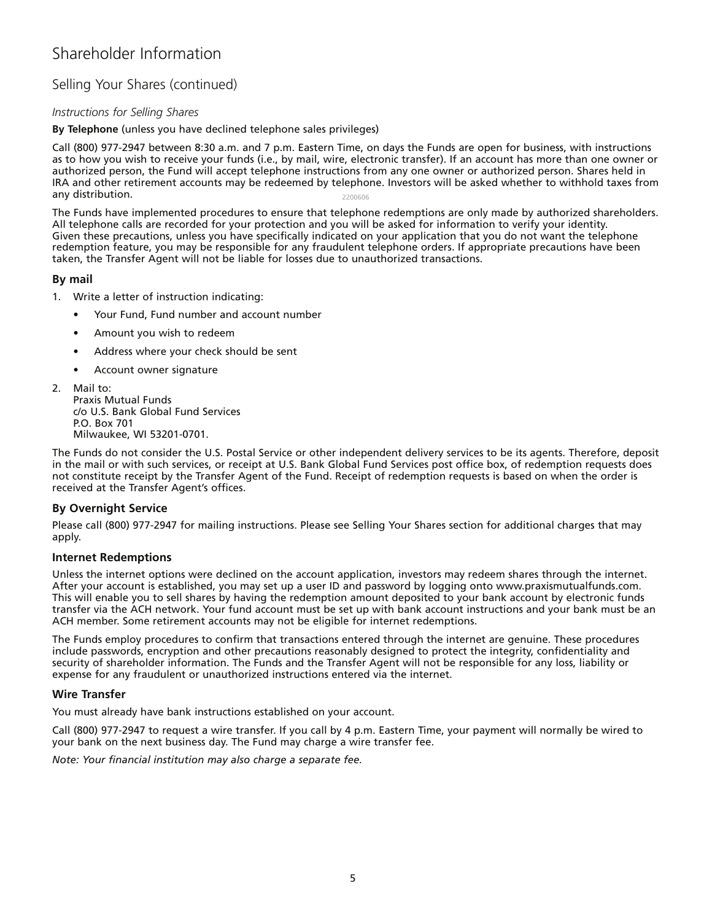# Shareholder Information

## Selling Your Shares (continued)

*Instructions for Selling Shares*

**By Telephone** (unless you have declined telephone sales privileges)

Call (800) 977-2947 between 8:30 a.m. and 7 p.m. Eastern Time, on days the Funds are open for business, with instructions as to how you wish to receive your funds (i.e., by mail, wire, electronic transfer). If an account has more than one owner or authorized person, the Fund will accept telephone instructions from any one owner or authorized person. Shares held in IRA and other retirement accounts may be redeemed by telephone. Investors will be asked whether to withhold taxes from any distribution.

The Funds have implemented procedures to ensure that telephone redemptions are only made by authorized shareholders. All telephone calls are recorded for your protection and you will be asked for information to verify your identity. Given these precautions, unless you have specifically indicated on your application that you do not want the telephone redemption feature, you may be responsible for any fraudulent telephone orders. If appropriate precautions have been taken, the Transfer Agent will not be liable for losses due to unauthorized transactions.

### By mail

1. Write a letter of instruction indicating:
   - Your Fund, Fund number and account number
   - Amount you wish to redeem
   - Address where your check should be sent
   - Account owner signature
2. Mail to:
   Praxis Mutual Funds
   c/o U.S. Bank Global Fund Services
   P.O. Box 701
   Milwaukee, WI 53201-0701.

The Funds do not consider the U.S. Postal Service or other independent delivery services to be its agents. Therefore, deposit in the mail or with such services, or receipt at U.S. Bank Global Fund Services post office box, of redemption requests does not constitute receipt by the Transfer Agent of the Fund. Receipt of redemption requests is based on when the order is received at the Transfer Agent's offices.

### By Overnight Service

Please call (800) 977-2947 for mailing instructions. Please see Selling Your Shares section for additional charges that may apply.

### Internet Redemptions

Unless the internet options were declined on the account application, investors may redeem shares through the internet. After your account is established, you may set up a user ID and password by logging onto www.praxismutualfunds.com. This will enable you to sell shares by having the redemption amount deposited to your bank account by electronic funds transfer via the ACH network. Your fund account must be set up with bank account instructions and your bank must be an ACH member. Some retirement accounts may not be eligible for internet redemptions.

The Funds employ procedures to confirm that transactions entered through the internet are genuine. These procedures include passwords, encryption and other precautions reasonably designed to protect the integrity, confidentiality and security of shareholder information. The Funds and the Transfer Agent will not be responsible for any loss, liability or expense for any fraudulent or unauthorized instructions entered via the internet.

### Wire Transfer

You must already have bank instructions established on your account.

Call (800) 977-2947 to request a wire transfer. If you call by 4 p.m. Eastern Time, your payment will normally be wired to your bank on the next business day. The Fund may charge a wire transfer fee.

*Note: Your financial institution may also charge a separate fee.*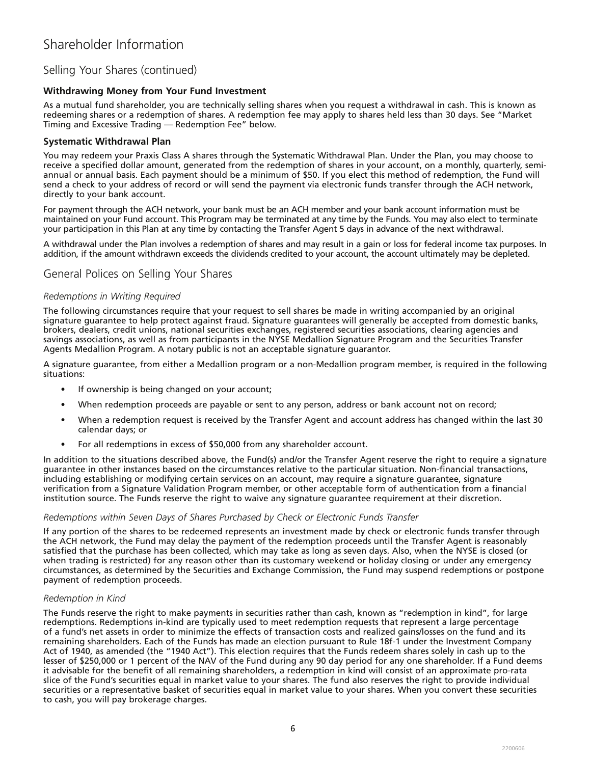# Shareholder Information

## Selling Your Shares (continued)

### Withdrawing Money from Your Fund Investment

As a mutual fund shareholder, you are technically selling shares when you request a withdrawal in cash. This is known as redeeming shares or a redemption of shares. A redemption fee may apply to shares held less than 30 days. See "Market Timing and Excessive Trading — Redemption Fee" below.

### Systematic Withdrawal Plan

You may redeem your Praxis Class A shares through the Systematic Withdrawal Plan. Under the Plan, you may choose to receive a specified dollar amount, generated from the redemption of shares in your account, on a monthly, quarterly, semi-annual or annual basis. Each payment should be a minimum of $50. If you elect this method of redemption, the Fund will send a check to your address of record or will send the payment via electronic funds transfer through the ACH network, directly to your bank account.

For payment through the ACH network, your bank must be an ACH member and your bank account information must be maintained on your Fund account. This Program may be terminated at any time by the Funds. You may also elect to terminate your participation in this Plan at any time by contacting the Transfer Agent 5 days in advance of the next withdrawal.

A withdrawal under the Plan involves a redemption of shares and may result in a gain or loss for federal income tax purposes. In addition, if the amount withdrawn exceeds the dividends credited to your account, the account ultimately may be depleted.

## General Polices on Selling Your Shares

*Redemptions in Writing Required*

The following circumstances require that your request to sell shares be made in writing accompanied by an original signature guarantee to help protect against fraud. Signature guarantees will generally be accepted from domestic banks, brokers, dealers, credit unions, national securities exchanges, registered securities associations, clearing agencies and savings associations, as well as from participants in the NYSE Medallion Signature Program and the Securities Transfer Agents Medallion Program. A notary public is not an acceptable signature guarantor.

A signature guarantee, from either a Medallion program or a non-Medallion program member, is required in the following situations:

- If ownership is being changed on your account;
- When redemption proceeds are payable or sent to any person, address or bank account not on record;
- When a redemption request is received by the Transfer Agent and account address has changed within the last 30 calendar days; or
- For all redemptions in excess of $50,000 from any shareholder account.

In addition to the situations described above, the Fund(s) and/or the Transfer Agent reserve the right to require a signature guarantee in other instances based on the circumstances relative to the particular situation. Non-financial transactions, including establishing or modifying certain services on an account, may require a signature guarantee, signature verification from a Signature Validation Program member, or other acceptable form of authentication from a financial institution source. The Funds reserve the right to waive any signature guarantee requirement at their discretion.

*Redemptions within Seven Days of Shares Purchased by Check or Electronic Funds Transfer*

If any portion of the shares to be redeemed represents an investment made by check or electronic funds transfer through the ACH network, the Fund may delay the payment of the redemption proceeds until the Transfer Agent is reasonably satisfied that the purchase has been collected, which may take as long as seven days. Also, when the NYSE is closed (or when trading is restricted) for any reason other than its customary weekend or holiday closing or under any emergency circumstances, as determined by the Securities and Exchange Commission, the Fund may suspend redemptions or postpone payment of redemption proceeds.

*Redemption in Kind*

The Funds reserve the right to make payments in securities rather than cash, known as "redemption in kind", for large redemptions. Redemptions in-kind are typically used to meet redemption requests that represent a large percentage of a fund's net assets in order to minimize the effects of transaction costs and realized gains/losses on the fund and its remaining shareholders. Each of the Funds has made an election pursuant to Rule 18f-1 under the Investment Company Act of 1940, as amended (the "1940 Act"). This election requires that the Funds redeem shares solely in cash up to the lesser of $250,000 or 1 percent of the NAV of the Fund during any 90 day period for any one shareholder. If a Fund deems it advisable for the benefit of all remaining shareholders, a redemption in kind will consist of an approximate pro-rata slice of the Fund's securities equal in market value to your shares. The fund also reserves the right to provide individual securities or a representative basket of securities equal in market value to your shares. When you convert these securities to cash, you will pay brokerage charges.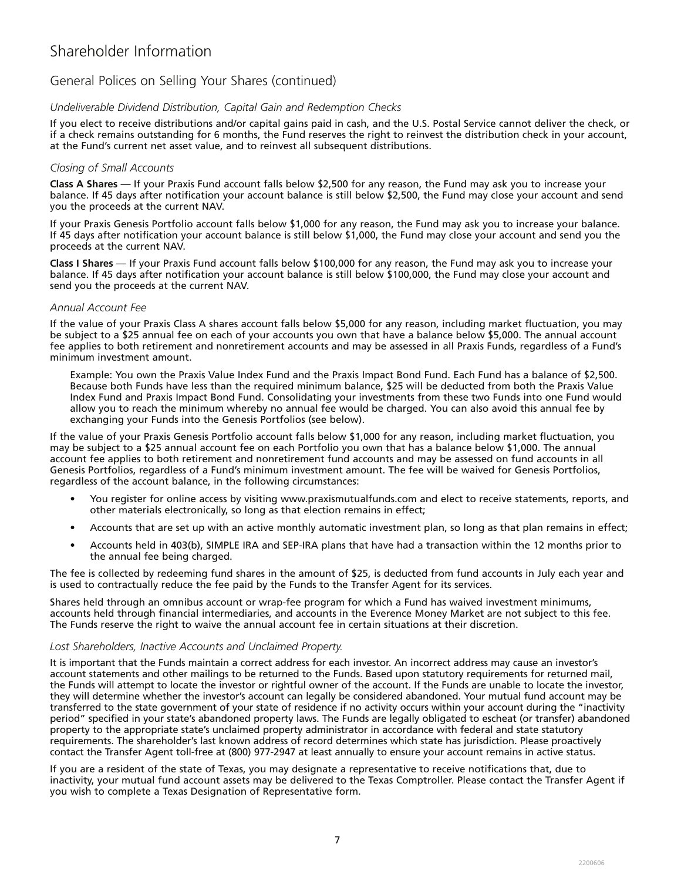# Shareholder Information

## General Polices on Selling Your Shares (continued)

### *Undeliverable Dividend Distribution, Capital Gain and Redemption Checks*

If you elect to receive distributions and/or capital gains paid in cash, and the U.S. Postal Service cannot deliver the check, or if a check remains outstanding for 6 months, the Fund reserves the right to reinvest the distribution check in your account, at the Fund's current net asset value, and to reinvest all subsequent distributions.

### *Closing of Small Accounts*

**Class A Shares** — If your Praxis Fund account falls below $2,500 for any reason, the Fund may ask you to increase your balance. If 45 days after notification your account balance is still below $2,500, the Fund may close your account and send you the proceeds at the current NAV.

If your Praxis Genesis Portfolio account falls below $1,000 for any reason, the Fund may ask you to increase your balance. If 45 days after notification your account balance is still below $1,000, the Fund may close your account and send you the proceeds at the current NAV.

**Class I Shares** — If your Praxis Fund account falls below $100,000 for any reason, the Fund may ask you to increase your balance. If 45 days after notification your account balance is still below $100,000, the Fund may close your account and send you the proceeds at the current NAV.

### *Annual Account Fee*

If the value of your Praxis Class A shares account falls below $5,000 for any reason, including market fluctuation, you may be subject to a $25 annual fee on each of your accounts you own that have a balance below $5,000. The annual account fee applies to both retirement and nonretirement accounts and may be assessed in all Praxis Funds, regardless of a Fund's minimum investment amount.

> Example: You own the Praxis Value Index Fund and the Praxis Impact Bond Fund. Each Fund has a balance of $2,500. Because both Funds have less than the required minimum balance, $25 will be deducted from both the Praxis Value Index Fund and Praxis Impact Bond Fund. Consolidating your investments from these two Funds into one Fund would allow you to reach the minimum whereby no annual fee would be charged. You can also avoid this annual fee by exchanging your Funds into the Genesis Portfolios (see below).

If the value of your Praxis Genesis Portfolio account falls below $1,000 for any reason, including market fluctuation, you may be subject to a $25 annual account fee on each Portfolio you own that has a balance below $1,000. The annual account fee applies to both retirement and nonretirement fund accounts and may be assessed on fund accounts in all Genesis Portfolios, regardless of a Fund's minimum investment amount. The fee will be waived for Genesis Portfolios, regardless of the account balance, in the following circumstances:

- You register for online access by visiting www.praxismutualfunds.com and elect to receive statements, reports, and other materials electronically, so long as that election remains in effect;
- Accounts that are set up with an active monthly automatic investment plan, so long as that plan remains in effect;
- Accounts held in 403(b), SIMPLE IRA and SEP-IRA plans that have had a transaction within the 12 months prior to the annual fee being charged.

The fee is collected by redeeming fund shares in the amount of $25, is deducted from fund accounts in July each year and is used to contractually reduce the fee paid by the Funds to the Transfer Agent for its services.

Shares held through an omnibus account or wrap-fee program for which a Fund has waived investment minimums, accounts held through financial intermediaries, and accounts in the Everence Money Market are not subject to this fee. The Funds reserve the right to waive the annual account fee in certain situations at their discretion.

### *Lost Shareholders, Inactive Accounts and Unclaimed Property.*

It is important that the Funds maintain a correct address for each investor. An incorrect address may cause an investor's account statements and other mailings to be returned to the Funds. Based upon statutory requirements for returned mail, the Funds will attempt to locate the investor or rightful owner of the account. If the Funds are unable to locate the investor, they will determine whether the investor's account can legally be considered abandoned. Your mutual fund account may be transferred to the state government of your state of residence if no activity occurs within your account during the "inactivity period" specified in your state's abandoned property laws. The Funds are legally obligated to escheat (or transfer) abandoned property to the appropriate state's unclaimed property administrator in accordance with federal and state statutory requirements. The shareholder's last known address of record determines which state has jurisdiction. Please proactively contact the Transfer Agent toll-free at (800) 977-2947 at least annually to ensure your account remains in active status.

If you are a resident of the state of Texas, you may designate a representative to receive notifications that, due to inactivity, your mutual fund account assets may be delivered to the Texas Comptroller. Please contact the Transfer Agent if you wish to complete a Texas Designation of Representative form.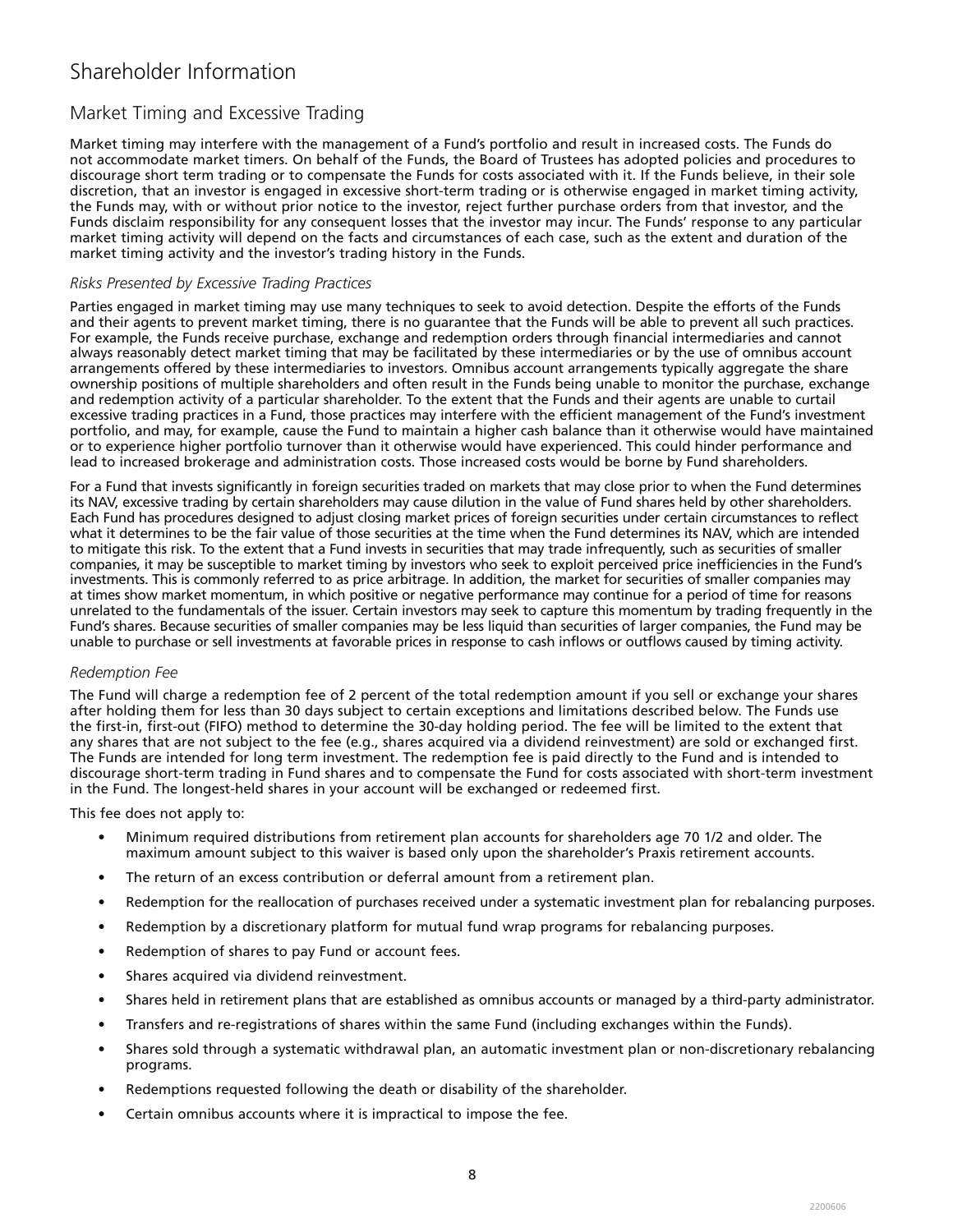# Shareholder Information

## Market Timing and Excessive Trading

Market timing may interfere with the management of a Fund's portfolio and result in increased costs. The Funds do not accommodate market timers. On behalf of the Funds, the Board of Trustees has adopted policies and procedures to discourage short term trading or to compensate the Funds for costs associated with it. If the Funds believe, in their sole discretion, that an investor is engaged in excessive short-term trading or is otherwise engaged in market timing activity, the Funds may, with or without prior notice to the investor, reject further purchase orders from that investor, and the Funds disclaim responsibility for any consequent losses that the investor may incur. The Funds' response to any particular market timing activity will depend on the facts and circumstances of each case, such as the extent and duration of the market timing activity and the investor's trading history in the Funds.

### *Risks Presented by Excessive Trading Practices*

Parties engaged in market timing may use many techniques to seek to avoid detection. Despite the efforts of the Funds and their agents to prevent market timing, there is no guarantee that the Funds will be able to prevent all such practices. For example, the Funds receive purchase, exchange and redemption orders through financial intermediaries and cannot always reasonably detect market timing that may be facilitated by these intermediaries or by the use of omnibus account arrangements offered by these intermediaries to investors. Omnibus account arrangements typically aggregate the share ownership positions of multiple shareholders and often result in the Funds being unable to monitor the purchase, exchange and redemption activity of a particular shareholder. To the extent that the Funds and their agents are unable to curtail excessive trading practices in a Fund, those practices may interfere with the efficient management of the Fund's investment portfolio, and may, for example, cause the Fund to maintain a higher cash balance than it otherwise would have maintained or to experience higher portfolio turnover than it otherwise would have experienced. This could hinder performance and lead to increased brokerage and administration costs. Those increased costs would be borne by Fund shareholders.

For a Fund that invests significantly in foreign securities traded on markets that may close prior to when the Fund determines its NAV, excessive trading by certain shareholders may cause dilution in the value of Fund shares held by other shareholders. Each Fund has procedures designed to adjust closing market prices of foreign securities under certain circumstances to reflect what it determines to be the fair value of those securities at the time when the Fund determines its NAV, which are intended to mitigate this risk. To the extent that a Fund invests in securities that may trade infrequently, such as securities of smaller companies, it may be susceptible to market timing by investors who seek to exploit perceived price inefficiencies in the Fund's investments. This is commonly referred to as price arbitrage. In addition, the market for securities of smaller companies may at times show market momentum, in which positive or negative performance may continue for a period of time for reasons unrelated to the fundamentals of the issuer. Certain investors may seek to capture this momentum by trading frequently in the Fund's shares. Because securities of smaller companies may be less liquid than securities of larger companies, the Fund may be unable to purchase or sell investments at favorable prices in response to cash inflows or outflows caused by timing activity.

### *Redemption Fee*

The Fund will charge a redemption fee of 2 percent of the total redemption amount if you sell or exchange your shares after holding them for less than 30 days subject to certain exceptions and limitations described below. The Funds use the first-in, first-out (FIFO) method to determine the 30-day holding period. The fee will be limited to the extent that any shares that are not subject to the fee (e.g., shares acquired via a dividend reinvestment) are sold or exchanged first. The Funds are intended for long term investment. The redemption fee is paid directly to the Fund and is intended to discourage short-term trading in Fund shares and to compensate the Fund for costs associated with short-term investment in the Fund. The longest-held shares in your account will be exchanged or redeemed first.

This fee does not apply to:

- Minimum required distributions from retirement plan accounts for shareholders age 70 1/2 and older. The maximum amount subject to this waiver is based only upon the shareholder's Praxis retirement accounts.
- The return of an excess contribution or deferral amount from a retirement plan.
- Redemption for the reallocation of purchases received under a systematic investment plan for rebalancing purposes.
- Redemption by a discretionary platform for mutual fund wrap programs for rebalancing purposes.
- Redemption of shares to pay Fund or account fees.
- Shares acquired via dividend reinvestment.
- Shares held in retirement plans that are established as omnibus accounts or managed by a third-party administrator.
- Transfers and re-registrations of shares within the same Fund (including exchanges within the Funds).
- Shares sold through a systematic withdrawal plan, an automatic investment plan or non-discretionary rebalancing programs.
- Redemptions requested following the death or disability of the shareholder.
- Certain omnibus accounts where it is impractical to impose the fee.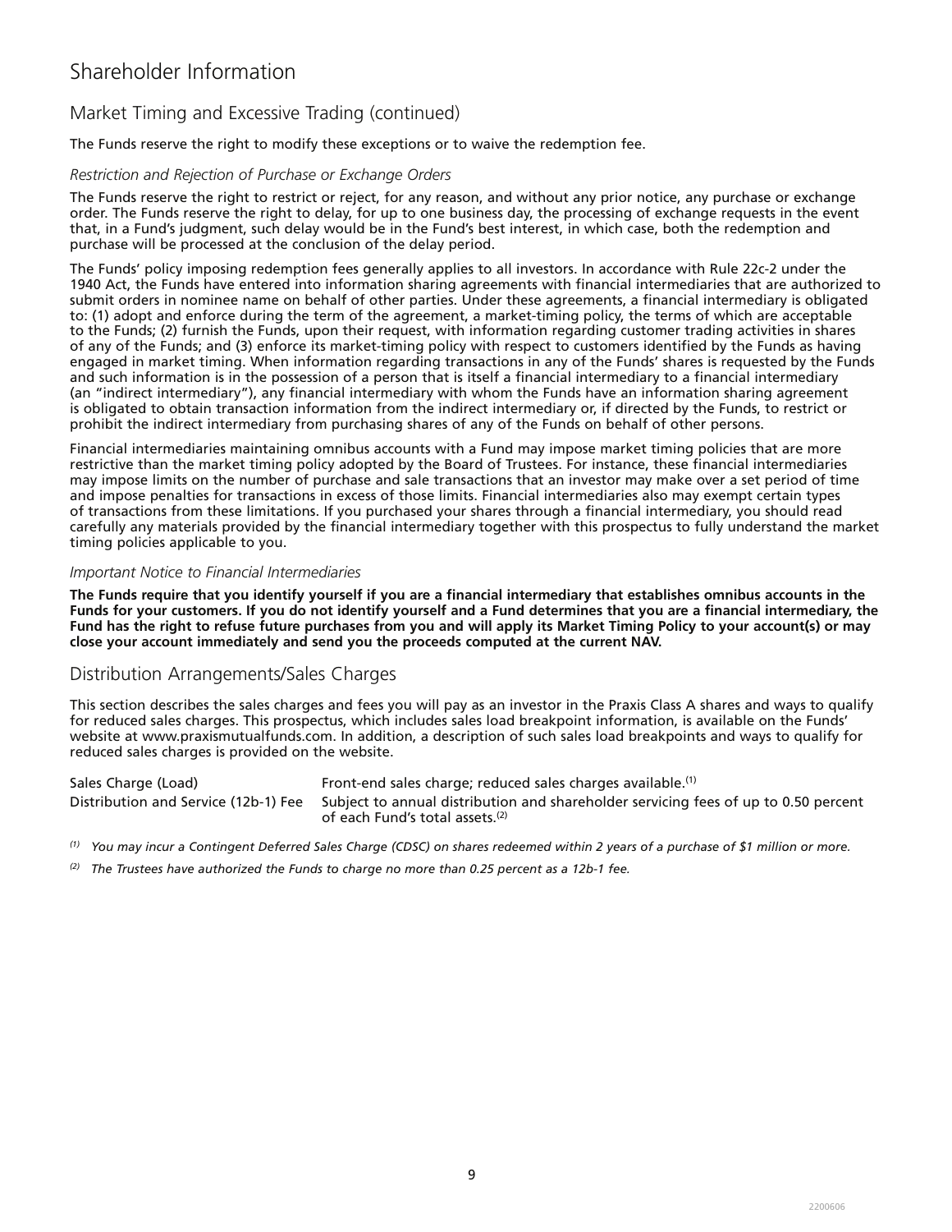# Shareholder Information

## Market Timing and Excessive Trading (continued)

The Funds reserve the right to modify these exceptions or to waive the redemption fee.

### *Restriction and Rejection of Purchase or Exchange Orders*

The Funds reserve the right to restrict or reject, for any reason, and without any prior notice, any purchase or exchange order. The Funds reserve the right to delay, for up to one business day, the processing of exchange requests in the event that, in a Fund's judgment, such delay would be in the Fund's best interest, in which case, both the redemption and purchase will be processed at the conclusion of the delay period.

The Funds' policy imposing redemption fees generally applies to all investors. In accordance with Rule 22c-2 under the 1940 Act, the Funds have entered into information sharing agreements with financial intermediaries that are authorized to submit orders in nominee name on behalf of other parties. Under these agreements, a financial intermediary is obligated to: (1) adopt and enforce during the term of the agreement, a market-timing policy, the terms of which are acceptable to the Funds; (2) furnish the Funds, upon their request, with information regarding customer trading activities in shares of any of the Funds; and (3) enforce its market-timing policy with respect to customers identified by the Funds as having engaged in market timing. When information regarding transactions in any of the Funds' shares is requested by the Funds and such information is in the possession of a person that is itself a financial intermediary to a financial intermediary (an "indirect intermediary"), any financial intermediary with whom the Funds have an information sharing agreement is obligated to obtain transaction information from the indirect intermediary or, if directed by the Funds, to restrict or prohibit the indirect intermediary from purchasing shares of any of the Funds on behalf of other persons.

Financial intermediaries maintaining omnibus accounts with a Fund may impose market timing policies that are more restrictive than the market timing policy adopted by the Board of Trustees. For instance, these financial intermediaries may impose limits on the number of purchase and sale transactions that an investor may make over a set period of time and impose penalties for transactions in excess of those limits. Financial intermediaries also may exempt certain types of transactions from these limitations. If you purchased your shares through a financial intermediary, you should read carefully any materials provided by the financial intermediary together with this prospectus to fully understand the market timing policies applicable to you.

### *Important Notice to Financial Intermediaries*

**The Funds require that you identify yourself if you are a financial intermediary that establishes omnibus accounts in the Funds for your customers. If you do not identify yourself and a Fund determines that you are a financial intermediary, the Fund has the right to refuse future purchases from you and will apply its Market Timing Policy to your account(s) or may close your account immediately and send you the proceeds computed at the current NAV.**

## Distribution Arrangements/Sales Charges

This section describes the sales charges and fees you will pay as an investor in the Praxis Class A shares and ways to qualify for reduced sales charges. This prospectus, which includes sales load breakpoint information, is available on the Funds' website at www.praxismutualfunds.com. In addition, a description of such sales load breakpoints and ways to qualify for reduced sales charges is provided on the website.

| | |
|---|---|
| Sales Charge (Load) | Front-end sales charge; reduced sales charges available.[1] |
| Distribution and Service (12b-1) Fee | Subject to annual distribution and shareholder servicing fees of up to 0.50 percent of each Fund's total assets.[2] |

*[1] You may incur a Contingent Deferred Sales Charge (CDSC) on shares redeemed within 2 years of a purchase of $1 million or more.*

*[2] The Trustees have authorized the Funds to charge no more than 0.25 percent as a 12b-1 fee.*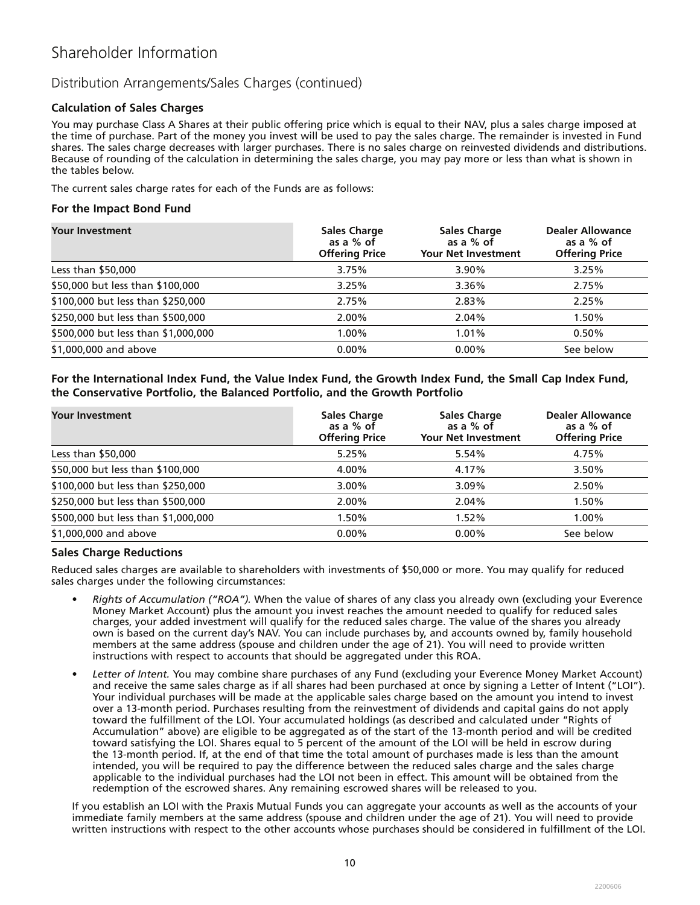# Shareholder Information

## Distribution Arrangements/Sales Charges (continued)

### Calculation of Sales Charges

You may purchase Class A Shares at their public offering price which is equal to their NAV, plus a sales charge imposed at the time of purchase. Part of the money you invest will be used to pay the sales charge. The remainder is invested in Fund shares. The sales charge decreases with larger purchases. There is no sales charge on reinvested dividends and distributions. Because of rounding of the calculation in determining the sales charge, you may pay more or less than what is shown in the tables below.

The current sales charge rates for each of the Funds are as follows:

**For the Impact Bond Fund**

| Your Investment | Sales Charge as a % of Offering Price | Sales Charge as a % of Your Net Investment | Dealer Allowance as a % of Offering Price |
|---|---|---|---|
| Less than $50,000 | 3.75% | 3.90% | 3.25% |
| $50,000 but less than $100,000 | 3.25% | 3.36% | 2.75% |
| $100,000 but less than $250,000 | 2.75% | 2.83% | 2.25% |
| $250,000 but less than $500,000 | 2.00% | 2.04% | 1.50% |
| $500,000 but less than $1,000,000 | 1.00% | 1.01% | 0.50% |
| $1,000,000 and above | 0.00% | 0.00% | See below |

**For the International Index Fund, the Value Index Fund, the Growth Index Fund, the Small Cap Index Fund, the Conservative Portfolio, the Balanced Portfolio, and the Growth Portfolio**

| Your Investment | Sales Charge as a % of Offering Price | Sales Charge as a % of Your Net Investment | Dealer Allowance as a % of Offering Price |
|---|---|---|---|
| Less than $50,000 | 5.25% | 5.54% | 4.75% |
| $50,000 but less than $100,000 | 4.00% | 4.17% | 3.50% |
| $100,000 but less than $250,000 | 3.00% | 3.09% | 2.50% |
| $250,000 but less than $500,000 | 2.00% | 2.04% | 1.50% |
| $500,000 but less than $1,000,000 | 1.50% | 1.52% | 1.00% |
| $1,000,000 and above | 0.00% | 0.00% | See below |

### Sales Charge Reductions

Reduced sales charges are available to shareholders with investments of $50,000 or more. You may qualify for reduced sales charges under the following circumstances:

- *Rights of Accumulation ("ROA").* When the value of shares of any class you already own (excluding your Everence Money Market Account) plus the amount you invest reaches the amount needed to qualify for reduced sales charges, your added investment will qualify for the reduced sales charge. The value of the shares you already own is based on the current day's NAV. You can include purchases by, and accounts owned by, family household members at the same address (spouse and children under the age of 21). You will need to provide written instructions with respect to accounts that should be aggregated under this ROA.
- *Letter of Intent.* You may combine share purchases of any Fund (excluding your Everence Money Market Account) and receive the same sales charge as if all shares had been purchased at once by signing a Letter of Intent ("LOI"). Your individual purchases will be made at the applicable sales charge based on the amount you intend to invest over a 13-month period. Purchases resulting from the reinvestment of dividends and capital gains do not apply toward the fulfillment of the LOI. Your accumulated holdings (as described and calculated under "Rights of Accumulation" above) are eligible to be aggregated as of the start of the 13-month period and will be credited toward satisfying the LOI. Shares equal to 5 percent of the amount of the LOI will be held in escrow during the 13-month period. If, at the end of that time the total amount of purchases made is less than the amount intended, you will be required to pay the difference between the reduced sales charge and the sales charge applicable to the individual purchases had the LOI not been in effect. This amount will be obtained from the redemption of the escrowed shares. Any remaining escrowed shares will be released to you.

If you establish an LOI with the Praxis Mutual Funds you can aggregate your accounts as well as the accounts of your immediate family members at the same address (spouse and children under the age of 21). You will need to provide written instructions with respect to the other accounts whose purchases should be considered in fulfillment of the LOI.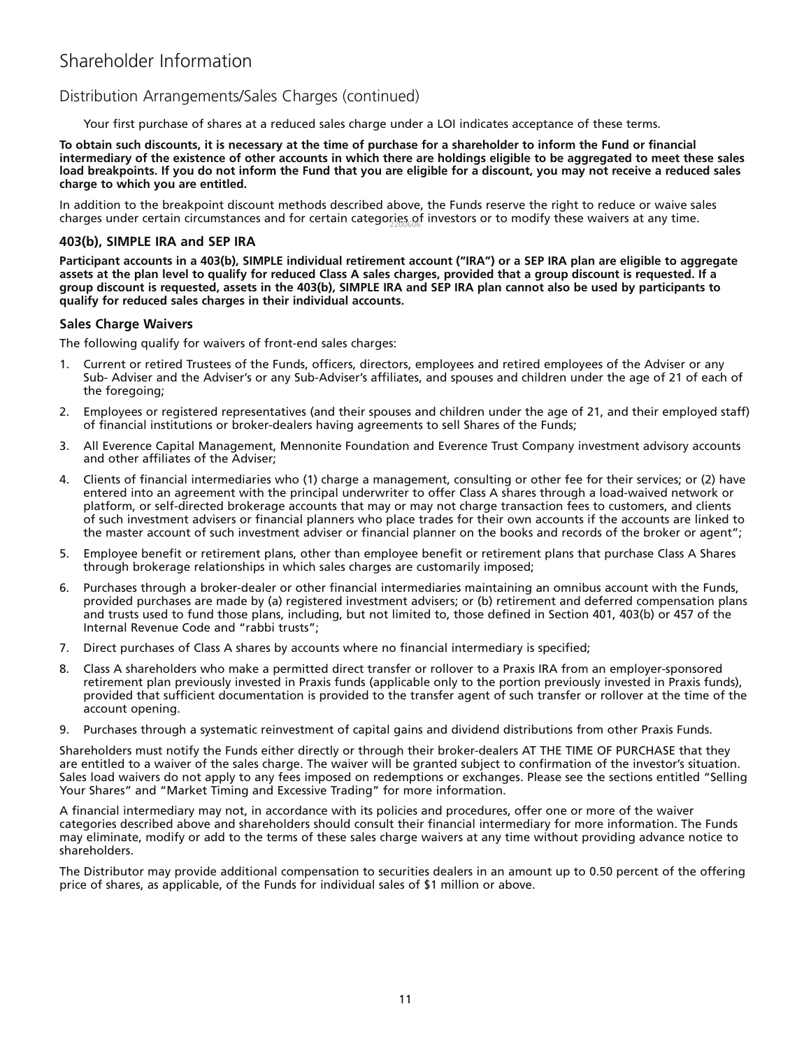# Shareholder Information

## Distribution Arrangements/Sales Charges (continued)

Your first purchase of shares at a reduced sales charge under a LOI indicates acceptance of these terms.

**To obtain such discounts, it is necessary at the time of purchase for a shareholder to inform the Fund or financial intermediary of the existence of other accounts in which there are holdings eligible to be aggregated to meet these sales load breakpoints. If you do not inform the Fund that you are eligible for a discount, you may not receive a reduced sales charge to which you are entitled.**

In addition to the breakpoint discount methods described above, the Funds reserve the right to reduce or waive sales charges under certain circumstances and for certain categories of investors or to modify these waivers at any time.

### 403(b), SIMPLE IRA and SEP IRA

**Participant accounts in a 403(b), SIMPLE individual retirement account ("IRA") or a SEP IRA plan are eligible to aggregate assets at the plan level to qualify for reduced Class A sales charges, provided that a group discount is requested. If a group discount is requested, assets in the 403(b), SIMPLE IRA and SEP IRA plan cannot also be used by participants to qualify for reduced sales charges in their individual accounts.**

### Sales Charge Waivers

The following qualify for waivers of front-end sales charges:

1. Current or retired Trustees of the Funds, officers, directors, employees and retired employees of the Adviser or any Sub- Adviser and the Adviser's or any Sub-Adviser's affiliates, and spouses and children under the age of 21 of each of the foregoing;
2. Employees or registered representatives (and their spouses and children under the age of 21, and their employed staff) of financial institutions or broker-dealers having agreements to sell Shares of the Funds;
3. All Everence Capital Management, Mennonite Foundation and Everence Trust Company investment advisory accounts and other affiliates of the Adviser;
4. Clients of financial intermediaries who (1) charge a management, consulting or other fee for their services; or (2) have entered into an agreement with the principal underwriter to offer Class A shares through a load-waived network or platform, or self-directed brokerage accounts that may or may not charge transaction fees to customers, and clients of such investment advisers or financial planners who place trades for their own accounts if the accounts are linked to the master account of such investment adviser or financial planner on the books and records of the broker or agent";
5. Employee benefit or retirement plans, other than employee benefit or retirement plans that purchase Class A Shares through brokerage relationships in which sales charges are customarily imposed;
6. Purchases through a broker-dealer or other financial intermediaries maintaining an omnibus account with the Funds, provided purchases are made by (a) registered investment advisers; or (b) retirement and deferred compensation plans and trusts used to fund those plans, including, but not limited to, those defined in Section 401, 403(b) or 457 of the Internal Revenue Code and "rabbi trusts";
7. Direct purchases of Class A shares by accounts where no financial intermediary is specified;
8. Class A shareholders who make a permitted direct transfer or rollover to a Praxis IRA from an employer-sponsored retirement plan previously invested in Praxis funds (applicable only to the portion previously invested in Praxis funds), provided that sufficient documentation is provided to the transfer agent of such transfer or rollover at the time of the account opening.
9. Purchases through a systematic reinvestment of capital gains and dividend distributions from other Praxis Funds.

Shareholders must notify the Funds either directly or through their broker-dealers AT THE TIME OF PURCHASE that they are entitled to a waiver of the sales charge. The waiver will be granted subject to confirmation of the investor's situation. Sales load waivers do not apply to any fees imposed on redemptions or exchanges. Please see the sections entitled "Selling Your Shares" and "Market Timing and Excessive Trading" for more information.

A financial intermediary may not, in accordance with its policies and procedures, offer one or more of the waiver categories described above and shareholders should consult their financial intermediary for more information. The Funds may eliminate, modify or add to the terms of these sales charge waivers at any time without providing advance notice to shareholders.

The Distributor may provide additional compensation to securities dealers in an amount up to 0.50 percent of the offering price of shares, as applicable, of the Funds for individual sales of $1 million or above.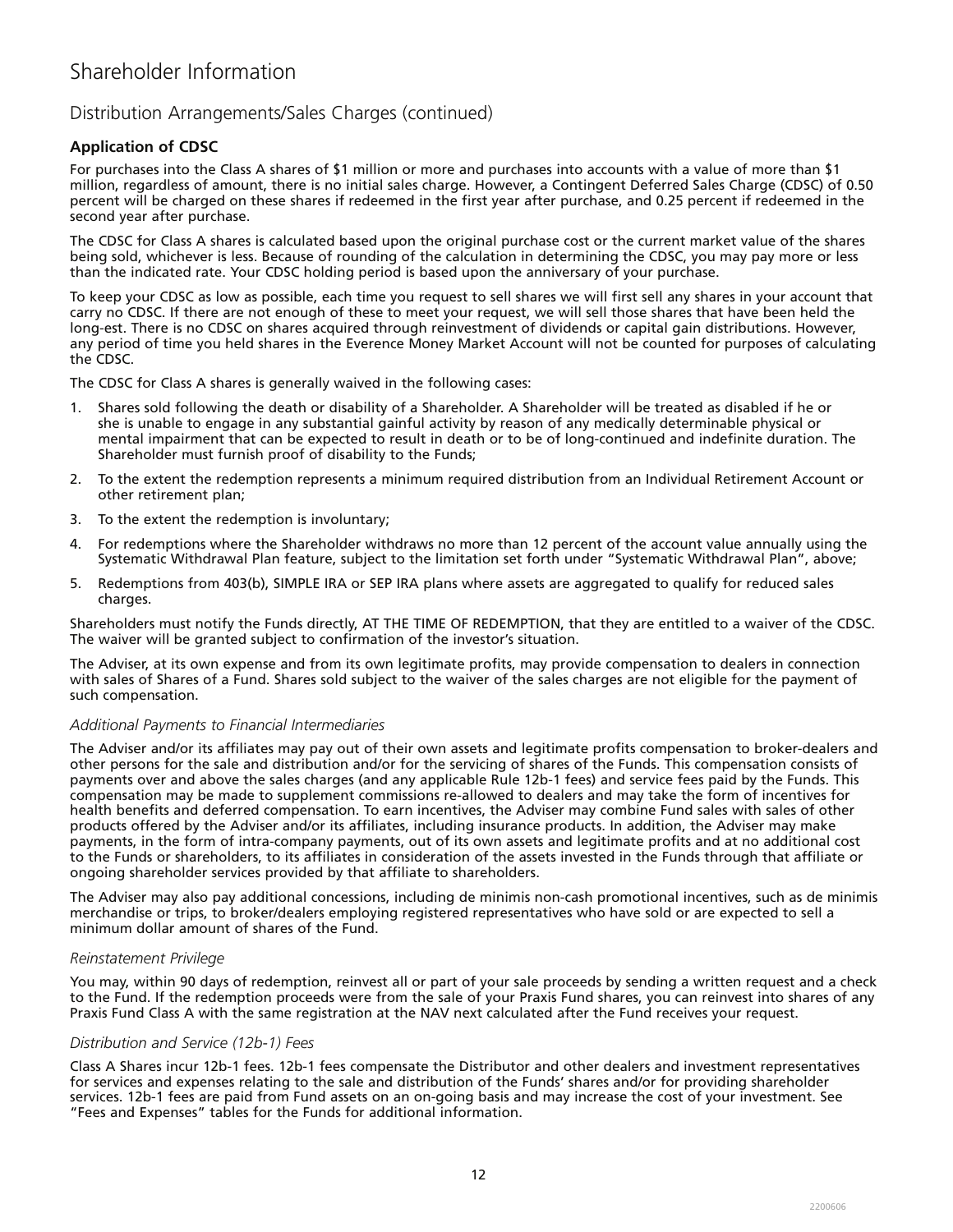# Shareholder Information

## Distribution Arrangements/Sales Charges (continued)

### Application of CDSC

For purchases into the Class A shares of $1 million or more and purchases into accounts with a value of more than $1 million, regardless of amount, there is no initial sales charge. However, a Contingent Deferred Sales Charge (CDSC) of 0.50 percent will be charged on these shares if redeemed in the first year after purchase, and 0.25 percent if redeemed in the second year after purchase.

The CDSC for Class A shares is calculated based upon the original purchase cost or the current market value of the shares being sold, whichever is less. Because of rounding of the calculation in determining the CDSC, you may pay more or less than the indicated rate. Your CDSC holding period is based upon the anniversary of your purchase.

To keep your CDSC as low as possible, each time you request to sell shares we will first sell any shares in your account that carry no CDSC. If there are not enough of these to meet your request, we will sell those shares that have been held the longest. There is no CDSC on shares acquired through reinvestment of dividends or capital gain distributions. However, any period of time you held shares in the Everence Money Market Account will not be counted for purposes of calculating the CDSC.

The CDSC for Class A shares is generally waived in the following cases:

1. Shares sold following the death or disability of a Shareholder. A Shareholder will be treated as disabled if he or she is unable to engage in any substantial gainful activity by reason of any medically determinable physical or mental impairment that can be expected to result in death or to be of long-continued and indefinite duration. The Shareholder must furnish proof of disability to the Funds;
2. To the extent the redemption represents a minimum required distribution from an Individual Retirement Account or other retirement plan;
3. To the extent the redemption is involuntary;
4. For redemptions where the Shareholder withdraws no more than 12 percent of the account value annually using the Systematic Withdrawal Plan feature, subject to the limitation set forth under "Systematic Withdrawal Plan", above;
5. Redemptions from 403(b), SIMPLE IRA or SEP IRA plans where assets are aggregated to qualify for reduced sales charges.

Shareholders must notify the Funds directly, AT THE TIME OF REDEMPTION, that they are entitled to a waiver of the CDSC. The waiver will be granted subject to confirmation of the investor's situation.

The Adviser, at its own expense and from its own legitimate profits, may provide compensation to dealers in connection with sales of Shares of a Fund. Shares sold subject to the waiver of the sales charges are not eligible for the payment of such compensation.

*Additional Payments to Financial Intermediaries*

The Adviser and/or its affiliates may pay out of their own assets and legitimate profits compensation to broker-dealers and other persons for the sale and distribution and/or for the servicing of shares of the Funds. This compensation consists of payments over and above the sales charges (and any applicable Rule 12b-1 fees) and service fees paid by the Funds. This compensation may be made to supplement commissions re-allowed to dealers and may take the form of incentives for health benefits and deferred compensation. To earn incentives, the Adviser may combine Fund sales with sales of other products offered by the Adviser and/or its affiliates, including insurance products. In addition, the Adviser may make payments, in the form of intra-company payments, out of its own assets and legitimate profits and at no additional cost to the Funds or shareholders, to its affiliates in consideration of the assets invested in the Funds through that affiliate or ongoing shareholder services provided by that affiliate to shareholders.

The Adviser may also pay additional concessions, including de minimis non-cash promotional incentives, such as de minimis merchandise or trips, to broker/dealers employing registered representatives who have sold or are expected to sell a minimum dollar amount of shares of the Fund.

*Reinstatement Privilege*

You may, within 90 days of redemption, reinvest all or part of your sale proceeds by sending a written request and a check to the Fund. If the redemption proceeds were from the sale of your Praxis Fund shares, you can reinvest into shares of any Praxis Fund Class A with the same registration at the NAV next calculated after the Fund receives your request.

*Distribution and Service (12b-1) Fees*

Class A Shares incur 12b-1 fees. 12b-1 fees compensate the Distributor and other dealers and investment representatives for services and expenses relating to the sale and distribution of the Funds' shares and/or for providing shareholder services. 12b-1 fees are paid from Fund assets on an on-going basis and may increase the cost of your investment. See "Fees and Expenses" tables for the Funds for additional information.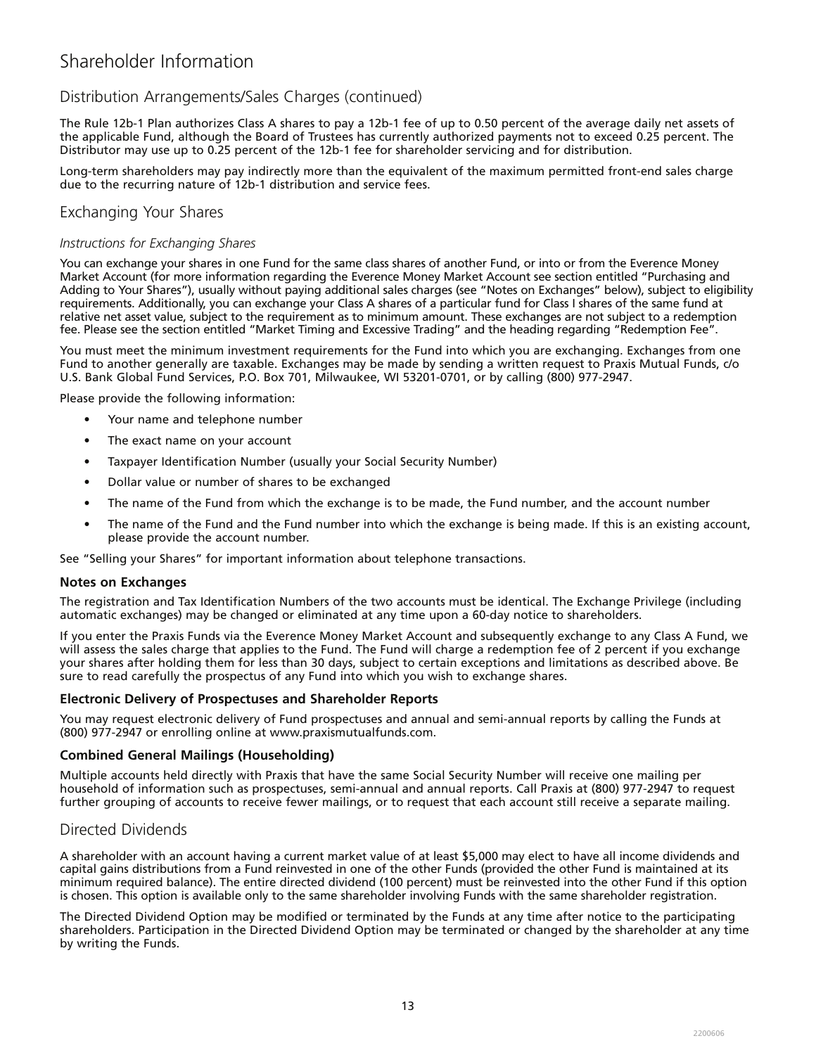# Shareholder Information

## Distribution Arrangements/Sales Charges (continued)

The Rule 12b-1 Plan authorizes Class A shares to pay a 12b-1 fee of up to 0.50 percent of the average daily net assets of the applicable Fund, although the Board of Trustees has currently authorized payments not to exceed 0.25 percent. The Distributor may use up to 0.25 percent of the 12b-1 fee for shareholder servicing and for distribution.

Long-term shareholders may pay indirectly more than the equivalent of the maximum permitted front-end sales charge due to the recurring nature of 12b-1 distribution and service fees.

## Exchanging Your Shares

*Instructions for Exchanging Shares*

You can exchange your shares in one Fund for the same class shares of another Fund, or into or from the Everence Money Market Account (for more information regarding the Everence Money Market Account see section entitled "Purchasing and Adding to Your Shares"), usually without paying additional sales charges (see "Notes on Exchanges" below), subject to eligibility requirements. Additionally, you can exchange your Class A shares of a particular fund for Class I shares of the same fund at relative net asset value, subject to the requirement as to minimum amount. These exchanges are not subject to a redemption fee. Please see the section entitled "Market Timing and Excessive Trading" and the heading regarding "Redemption Fee".

You must meet the minimum investment requirements for the Fund into which you are exchanging. Exchanges from one Fund to another generally are taxable. Exchanges may be made by sending a written request to Praxis Mutual Funds, c/o U.S. Bank Global Fund Services, P.O. Box 701, Milwaukee, WI 53201-0701, or by calling (800) 977-2947.

Please provide the following information:

- Your name and telephone number
- The exact name on your account
- Taxpayer Identification Number (usually your Social Security Number)
- Dollar value or number of shares to be exchanged
- The name of the Fund from which the exchange is to be made, the Fund number, and the account number
- The name of the Fund and the Fund number into which the exchange is being made. If this is an existing account, please provide the account number.

See "Selling your Shares" for important information about telephone transactions.

**Notes on Exchanges**

The registration and Tax Identification Numbers of the two accounts must be identical. The Exchange Privilege (including automatic exchanges) may be changed or eliminated at any time upon a 60-day notice to shareholders.

If you enter the Praxis Funds via the Everence Money Market Account and subsequently exchange to any Class A Fund, we will assess the sales charge that applies to the Fund. The Fund will charge a redemption fee of 2 percent if you exchange your shares after holding them for less than 30 days, subject to certain exceptions and limitations as described above. Be sure to read carefully the prospectus of any Fund into which you wish to exchange shares.

**Electronic Delivery of Prospectuses and Shareholder Reports**

You may request electronic delivery of Fund prospectuses and annual and semi-annual reports by calling the Funds at (800) 977-2947 or enrolling online at www.praxismutualfunds.com.

**Combined General Mailings (Householding)**

Multiple accounts held directly with Praxis that have the same Social Security Number will receive one mailing per household of information such as prospectuses, semi-annual and annual reports. Call Praxis at (800) 977-2947 to request further grouping of accounts to receive fewer mailings, or to request that each account still receive a separate mailing.

## Directed Dividends

A shareholder with an account having a current market value of at least $5,000 may elect to have all income dividends and capital gains distributions from a Fund reinvested in one of the other Funds (provided the other Fund is maintained at its minimum required balance). The entire directed dividend (100 percent) must be reinvested into the other Fund if this option is chosen. This option is available only to the same shareholder involving Funds with the same shareholder registration.

The Directed Dividend Option may be modified or terminated by the Funds at any time after notice to the participating shareholders. Participation in the Directed Dividend Option may be terminated or changed by the shareholder at any time by writing the Funds.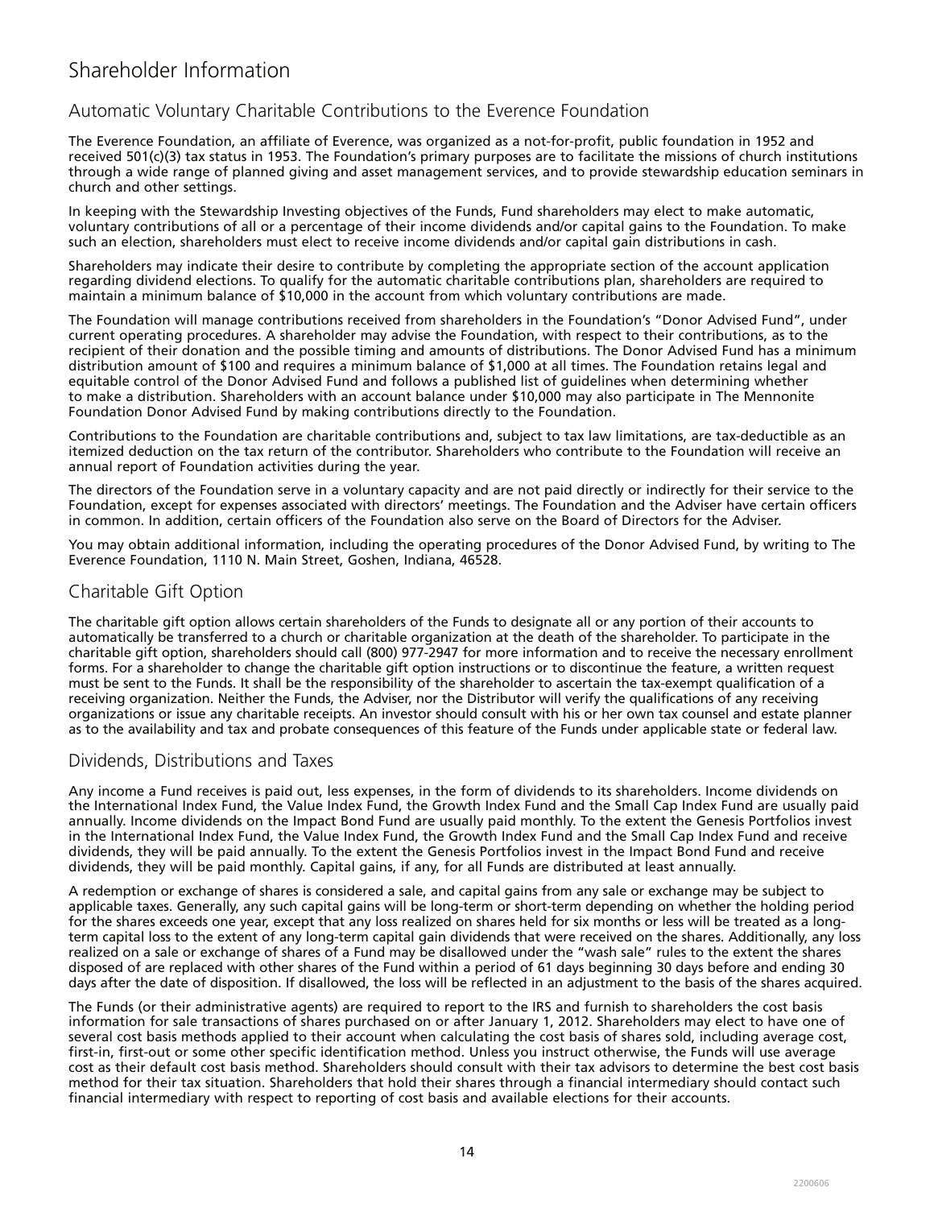# Shareholder Information

## Automatic Voluntary Charitable Contributions to the Everence Foundation

The Everence Foundation, an affiliate of Everence, was organized as a not-for-profit, public foundation in 1952 and received 501(c)(3) tax status in 1953. The Foundation's primary purposes are to facilitate the missions of church institutions through a wide range of planned giving and asset management services, and to provide stewardship education seminars in church and other settings.

In keeping with the Stewardship Investing objectives of the Funds, Fund shareholders may elect to make automatic, voluntary contributions of all or a percentage of their income dividends and/or capital gains to the Foundation. To make such an election, shareholders must elect to receive income dividends and/or capital gain distributions in cash.

Shareholders may indicate their desire to contribute by completing the appropriate section of the account application regarding dividend elections. To qualify for the automatic charitable contributions plan, shareholders are required to maintain a minimum balance of $10,000 in the account from which voluntary contributions are made.

The Foundation will manage contributions received from shareholders in the Foundation's "Donor Advised Fund", under current operating procedures. A shareholder may advise the Foundation, with respect to their contributions, as to the recipient of their donation and the possible timing and amounts of distributions. The Donor Advised Fund has a minimum distribution amount of $100 and requires a minimum balance of $1,000 at all times. The Foundation retains legal and equitable control of the Donor Advised Fund and follows a published list of guidelines when determining whether to make a distribution. Shareholders with an account balance under $10,000 may also participate in The Mennonite Foundation Donor Advised Fund by making contributions directly to the Foundation.

Contributions to the Foundation are charitable contributions and, subject to tax law limitations, are tax-deductible as an itemized deduction on the tax return of the contributor. Shareholders who contribute to the Foundation will receive an annual report of Foundation activities during the year.

The directors of the Foundation serve in a voluntary capacity and are not paid directly or indirectly for their service to the Foundation, except for expenses associated with directors' meetings. The Foundation and the Adviser have certain officers in common. In addition, certain officers of the Foundation also serve on the Board of Directors for the Adviser.

You may obtain additional information, including the operating procedures of the Donor Advised Fund, by writing to The Everence Foundation, 1110 N. Main Street, Goshen, Indiana, 46528.

## Charitable Gift Option

The charitable gift option allows certain shareholders of the Funds to designate all or any portion of their accounts to automatically be transferred to a church or charitable organization at the death of the shareholder. To participate in the charitable gift option, shareholders should call (800) 977-2947 for more information and to receive the necessary enrollment forms. For a shareholder to change the charitable gift option instructions or to discontinue the feature, a written request must be sent to the Funds. It shall be the responsibility of the shareholder to ascertain the tax-exempt qualification of a receiving organization. Neither the Funds, the Adviser, nor the Distributor will verify the qualifications of any receiving organizations or issue any charitable receipts. An investor should consult with his or her own tax counsel and estate planner as to the availability and tax and probate consequences of this feature of the Funds under applicable state or federal law.

## Dividends, Distributions and Taxes

Any income a Fund receives is paid out, less expenses, in the form of dividends to its shareholders. Income dividends on the International Index Fund, the Value Index Fund, the Growth Index Fund and the Small Cap Index Fund are usually paid annually. Income dividends on the Impact Bond Fund are usually paid monthly. To the extent the Genesis Portfolios invest in the International Index Fund, the Value Index Fund, the Growth Index Fund and the Small Cap Index Fund and receive dividends, they will be paid annually. To the extent the Genesis Portfolios invest in the Impact Bond Fund and receive dividends, they will be paid monthly. Capital gains, if any, for all Funds are distributed at least annually.

A redemption or exchange of shares is considered a sale, and capital gains from any sale or exchange may be subject to applicable taxes. Generally, any such capital gains will be long-term or short-term depending on whether the holding period for the shares exceeds one year, except that any loss realized on shares held for six months or less will be treated as a long-term capital loss to the extent of any long-term capital gain dividends that were received on the shares. Additionally, any loss realized on a sale or exchange of shares of a Fund may be disallowed under the "wash sale" rules to the extent the shares disposed of are replaced with other shares of the Fund within a period of 61 days beginning 30 days before and ending 30 days after the date of disposition. If disallowed, the loss will be reflected in an adjustment to the basis of the shares acquired.

The Funds (or their administrative agents) are required to report to the IRS and furnish to shareholders the cost basis information for sale transactions of shares purchased on or after January 1, 2012. Shareholders may elect to have one of several cost basis methods applied to their account when calculating the cost basis of shares sold, including average cost, first-in, first-out or some other specific identification method. Unless you instruct otherwise, the Funds will use average cost as their default cost basis method. Shareholders should consult with their tax advisors to determine the best cost basis method for their tax situation. Shareholders that hold their shares through a financial intermediary should contact such financial intermediary with respect to reporting of cost basis and available elections for their accounts.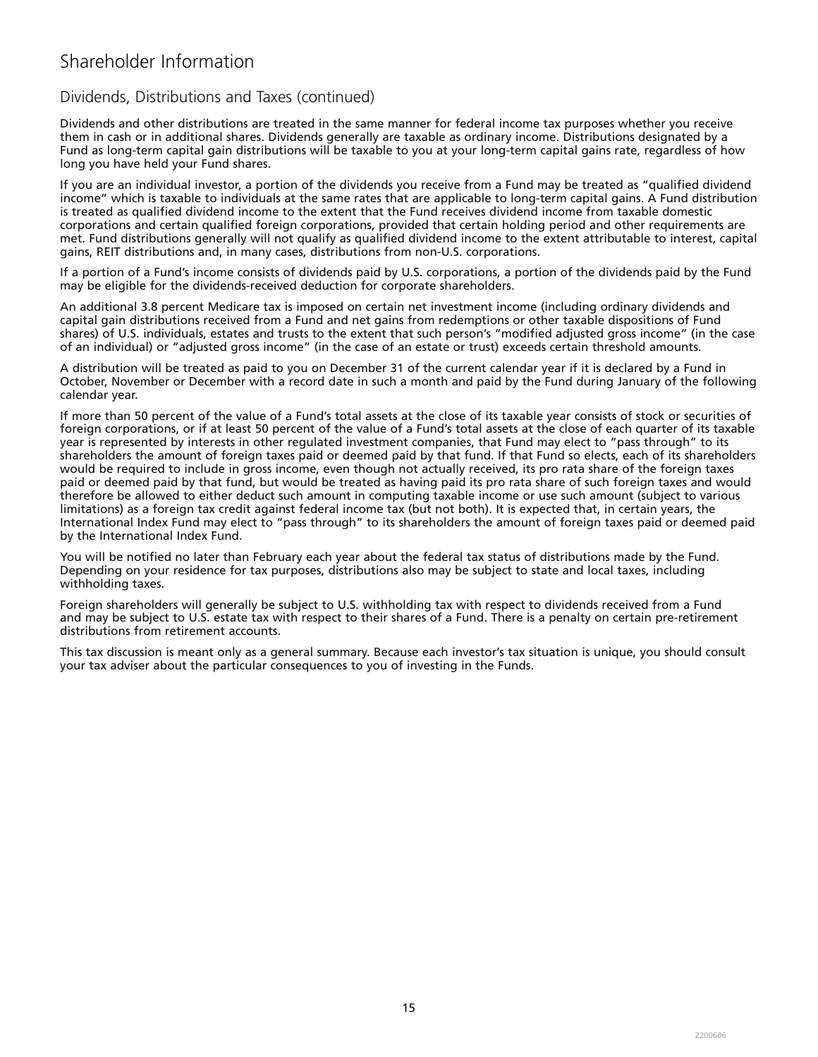# Shareholder Information

## Dividends, Distributions and Taxes (continued)

Dividends and other distributions are treated in the same manner for federal income tax purposes whether you receive them in cash or in additional shares. Dividends generally are taxable as ordinary income. Distributions designated by a Fund as long-term capital gain distributions will be taxable to you at your long-term capital gains rate, regardless of how long you have held your Fund shares.

If you are an individual investor, a portion of the dividends you receive from a Fund may be treated as "qualified dividend income" which is taxable to individuals at the same rates that are applicable to long-term capital gains. A Fund distribution is treated as qualified dividend income to the extent that the Fund receives dividend income from taxable domestic corporations and certain qualified foreign corporations, provided that certain holding period and other requirements are met. Fund distributions generally will not qualify as qualified dividend income to the extent attributable to interest, capital gains, REIT distributions and, in many cases, distributions from non-U.S. corporations.

If a portion of a Fund's income consists of dividends paid by U.S. corporations, a portion of the dividends paid by the Fund may be eligible for the dividends-received deduction for corporate shareholders.

An additional 3.8 percent Medicare tax is imposed on certain net investment income (including ordinary dividends and capital gain distributions received from a Fund and net gains from redemptions or other taxable dispositions of Fund shares) of U.S. individuals, estates and trusts to the extent that such person's "modified adjusted gross income" (in the case of an individual) or "adjusted gross income" (in the case of an estate or trust) exceeds certain threshold amounts.

A distribution will be treated as paid to you on December 31 of the current calendar year if it is declared by a Fund in October, November or December with a record date in such a month and paid by the Fund during January of the following calendar year.

If more than 50 percent of the value of a Fund's total assets at the close of its taxable year consists of stock or securities of foreign corporations, or if at least 50 percent of the value of a Fund's total assets at the close of each quarter of its taxable year is represented by interests in other regulated investment companies, that Fund may elect to "pass through" to its shareholders the amount of foreign taxes paid or deemed paid by that fund. If that Fund so elects, each of its shareholders would be required to include in gross income, even though not actually received, its pro rata share of the foreign taxes paid or deemed paid by that fund, but would be treated as having paid its pro rata share of such foreign taxes and would therefore be allowed to either deduct such amount in computing taxable income or use such amount (subject to various limitations) as a foreign tax credit against federal income tax (but not both). It is expected that, in certain years, the International Index Fund may elect to "pass through" to its shareholders the amount of foreign taxes paid or deemed paid by the International Index Fund.

You will be notified no later than February each year about the federal tax status of distributions made by the Fund. Depending on your residence for tax purposes, distributions also may be subject to state and local taxes, including withholding taxes.

Foreign shareholders will generally be subject to U.S. withholding tax with respect to dividends received from a Fund and may be subject to U.S. estate tax with respect to their shares of a Fund. There is a penalty on certain pre-retirement distributions from retirement accounts.

This tax discussion is meant only as a general summary. Because each investor's tax situation is unique, you should consult your tax adviser about the particular consequences to you of investing in the Funds.

2200606